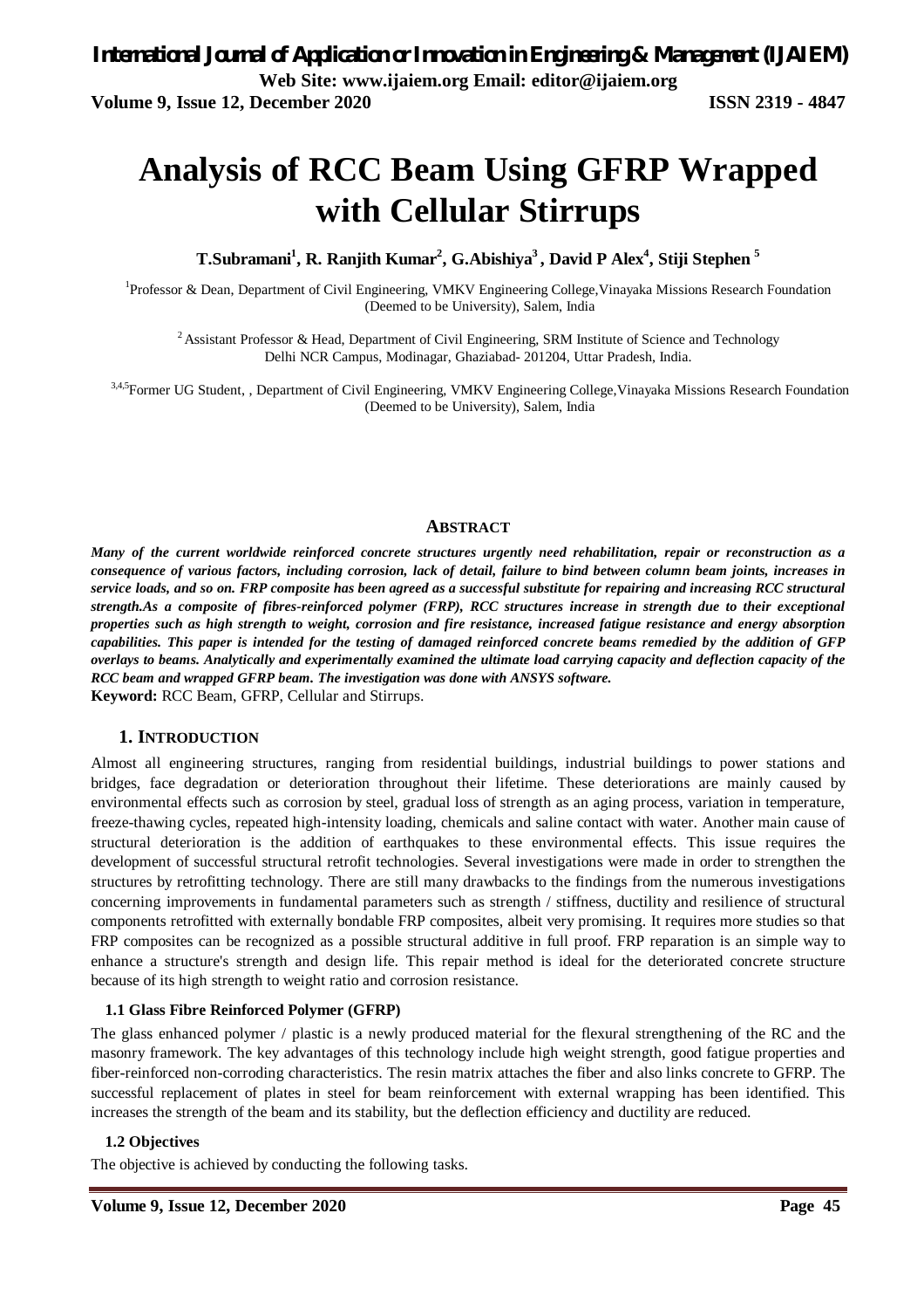# Analysis of RCC Beam Using GFRP Wrapped with Cellular Stirrups

**T.Subramani[1], R. Ranjith Kumar[2], G.Abishiya[3], David P Alex[4], Stiji Stephen[5]**

[1]Professor & Dean, Department of Civil Engineering, VMKV Engineering College,Vinayaka Missions Research Foundation (Deemed to be University), Salem, India

[2]Assistant Professor & Head, Department of Civil Engineering, SRM Institute of Science and Technology Delhi NCR Campus, Modinagar, Ghaziabad- 201204, Uttar Pradesh, India.

[3,4,5]Former UG Student, , Department of Civil Engineering, VMKV Engineering College,Vinayaka Missions Research Foundation (Deemed to be University), Salem, India

## ABSTRACT

***Many of the current worldwide reinforced concrete structures urgently need rehabilitation, repair or reconstruction as a consequence of various factors, including corrosion, lack of detail, failure to bind between column beam joints, increases in service loads, and so on. FRP composite has been agreed as a successful substitute for repairing and increasing RCC structural strength.As a composite of fibres-reinforced polymer (FRP), RCC structures increase in strength due to their exceptional properties such as high strength to weight, corrosion and fire resistance, increased fatigue resistance and energy absorption capabilities. This paper is intended for the testing of damaged reinforced concrete beams remedied by the addition of GFP overlays to beams. Analytically and experimentally examined the ultimate load carrying capacity and deflection capacity of the RCC beam and wrapped GFRP beam. The investigation was done with ANSYS software.***

**Keyword:** RCC Beam, GFRP, Cellular and Stirrups.

## 1. INTRODUCTION

Almost all engineering structures, ranging from residential buildings, industrial buildings to power stations and bridges, face degradation or deterioration throughout their lifetime. These deteriorations are mainly caused by environmental effects such as corrosion by steel, gradual loss of strength as an aging process, variation in temperature, freeze-thawing cycles, repeated high-intensity loading, chemicals and saline contact with water. Another main cause of structural deterioration is the addition of earthquakes to these environmental effects. This issue requires the development of successful structural retrofit technologies. Several investigations were made in order to strengthen the structures by retrofitting technology. There are still many drawbacks to the findings from the numerous investigations concerning improvements in fundamental parameters such as strength / stiffness, ductility and resilience of structural components retrofitted with externally bondable FRP composites, albeit very promising. It requires more studies so that FRP composites can be recognized as a possible structural additive in full proof. FRP reparation is an simple way to enhance a structure's strength and design life. This repair method is ideal for the deteriorated concrete structure because of its high strength to weight ratio and corrosion resistance.

### 1.1 Glass Fibre Reinforced Polymer (GFRP)

The glass enhanced polymer / plastic is a newly produced material for the flexural strengthening of the RC and the masonry framework. The key advantages of this technology include high weight strength, good fatigue properties and fiber-reinforced non-corroding characteristics. The resin matrix attaches the fiber and also links concrete to GFRP. The successful replacement of plates in steel for beam reinforcement with external wrapping has been identified. This increases the strength of the beam and its stability, but the deflection efficiency and ductility are reduced.

### 1.2 Objectives

The objective is achieved by conducting the following tasks.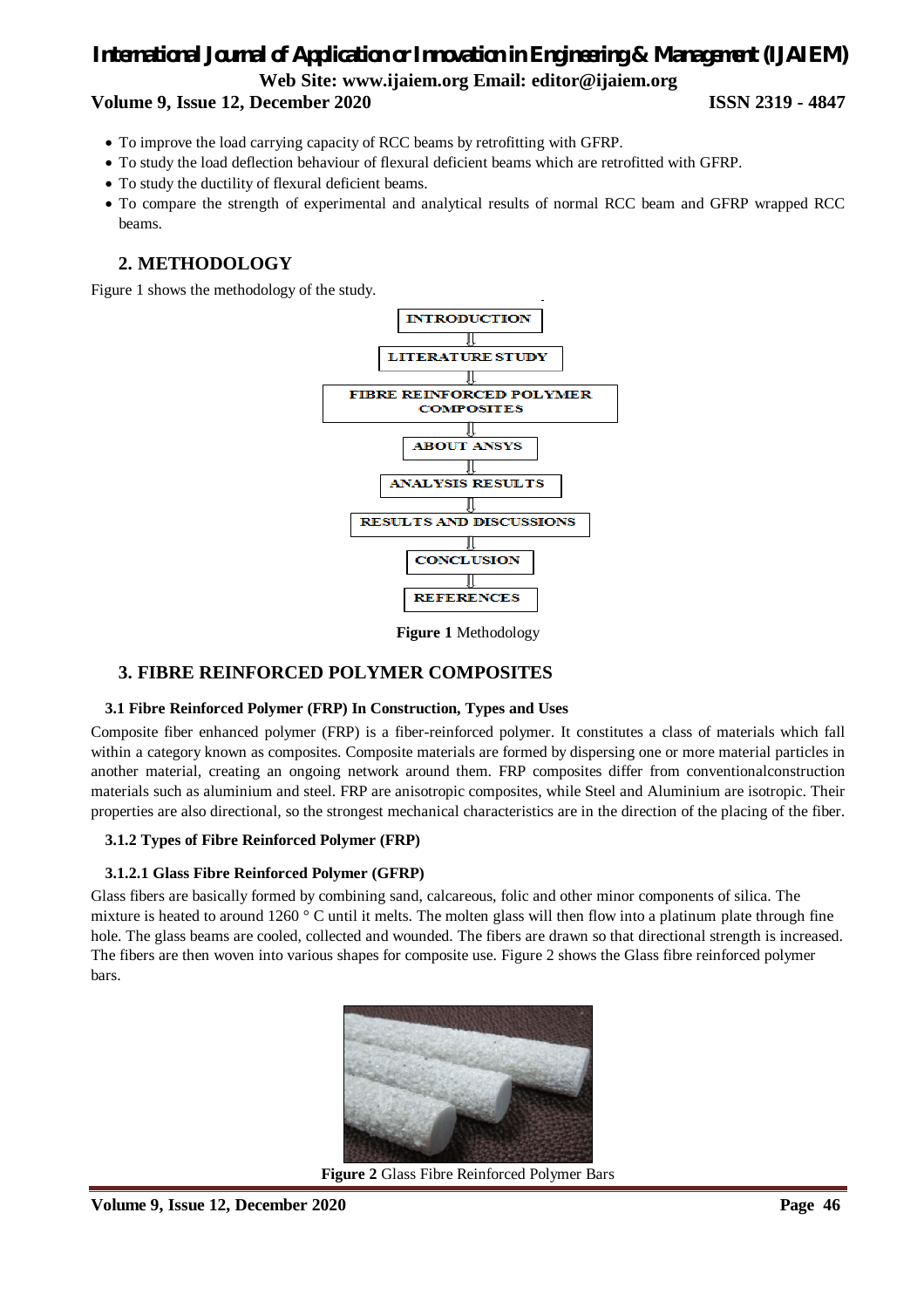- To improve the load carrying capacity of RCC beams by retrofitting with GFRP.
- To study the load deflection behaviour of flexural deficient beams which are retrofitted with GFRP.
- To study the ductility of flexural deficient beams.
- To compare the strength of experimental and analytical results of normal RCC beam and GFRP wrapped RCC beams.

## 2. METHODOLOGY

Figure 1 shows the methodology of the study.

INTRODUCTION ⇓ LITERATURE STUDY ⇓ FIBRE REINFORCED POLYMER COMPOSITES ⇓ ABOUT ANSYS ⇓ ANALYSIS RESULTS ⇓ RESULTS AND DISCUSSIONS ⇓ CONCLUSION ⇓ REFERENCES

**Figure 1** Methodology

## 3. FIBRE REINFORCED POLYMER COMPOSITES

### 3.1 Fibre Reinforced Polymer (FRP) In Construction, Types and Uses

Composite fiber enhanced polymer (FRP) is a fiber-reinforced polymer. It constitutes a class of materials which fall within a category known as composites. Composite materials are formed by dispersing one or more material particles in another material, creating an ongoing network around them. FRP composites differ from conventionalconstruction materials such as aluminium and steel. FRP are anisotropic composites, while Steel and Aluminium are isotropic. Their properties are also directional, so the strongest mechanical characteristics are in the direction of the placing of the fiber.

### 3.1.2 Types of Fibre Reinforced Polymer (FRP)

#### 3.1.2.1 Glass Fibre Reinforced Polymer (GFRP)

Glass fibers are basically formed by combining sand, calcareous, folic and other minor components of silica. The mixture is heated to around 1260 ° C until it melts. The molten glass will then flow into a platinum plate through fine hole. The glass beams are cooled, collected and wounded. The fibers are drawn so that directional strength is increased. The fibers are then woven into various shapes for composite use. Figure 2 shows the Glass fibre reinforced polymer bars.

**Figure 2** Glass Fibre Reinforced Polymer Bars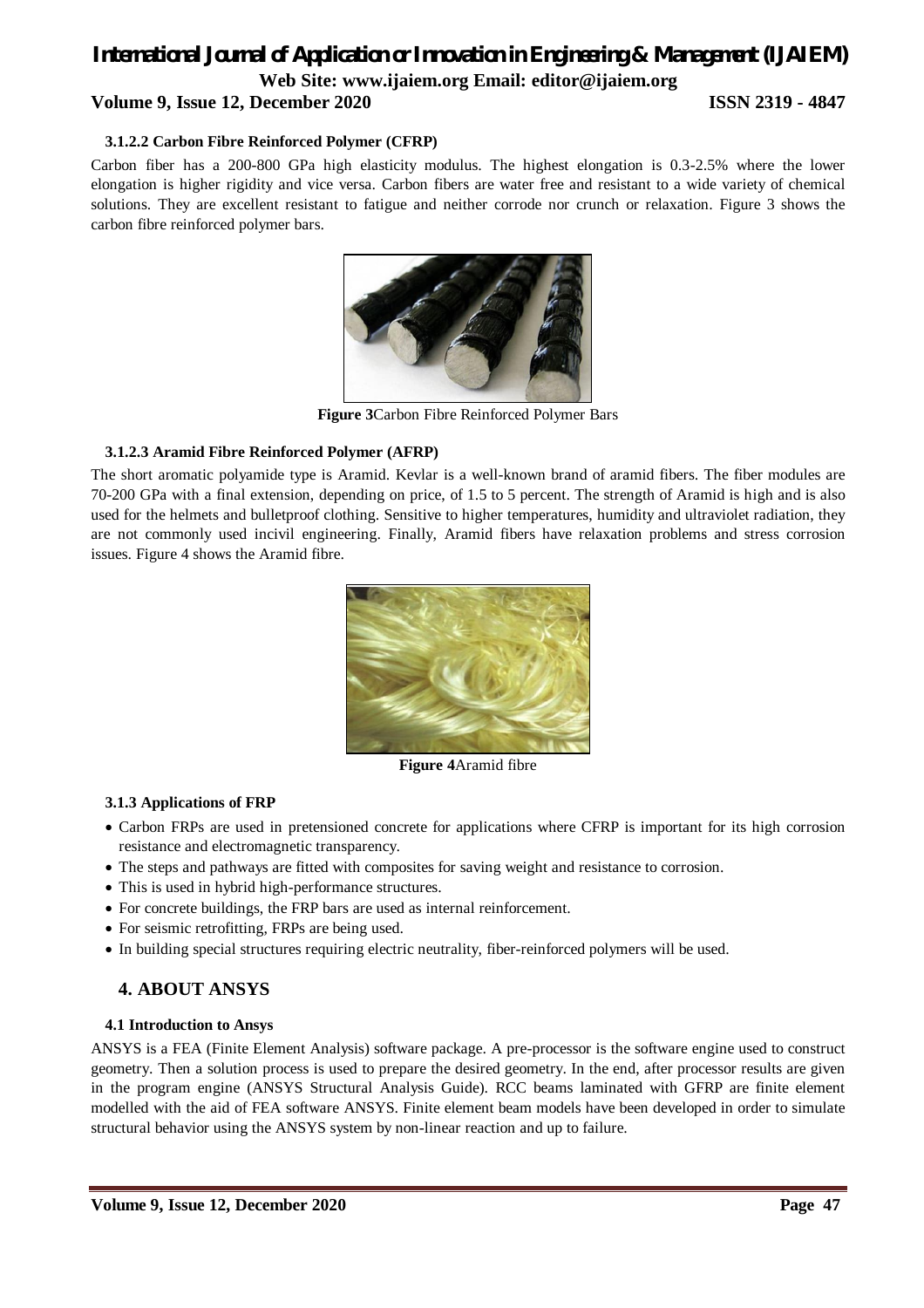### 3.1.2.2 Carbon Fibre Reinforced Polymer (CFRP)

Carbon fiber has a 200-800 GPa high elasticity modulus. The highest elongation is 0.3-2.5% where the lower elongation is higher rigidity and vice versa. Carbon fibers are water free and resistant to a wide variety of chemical solutions. They are excellent resistant to fatigue and neither corrode nor crunch or relaxation. Figure 3 shows the carbon fibre reinforced polymer bars.

**Figure 3**Carbon Fibre Reinforced Polymer Bars

### 3.1.2.3 Aramid Fibre Reinforced Polymer (AFRP)

The short aromatic polyamide type is Aramid. Kevlar is a well-known brand of aramid fibers. The fiber modules are 70-200 GPa with a final extension, depending on price, of 1.5 to 5 percent. The strength of Aramid is high and is also used for the helmets and bulletproof clothing. Sensitive to higher temperatures, humidity and ultraviolet radiation, they are not commonly used incivil engineering. Finally, Aramid fibers have relaxation problems and stress corrosion issues. Figure 4 shows the Aramid fibre.

**Figure 4**Aramid fibre

### 3.1.3 Applications of FRP

- Carbon FRPs are used in pretensioned concrete for applications where CFRP is important for its high corrosion resistance and electromagnetic transparency.
- The steps and pathways are fitted with composites for saving weight and resistance to corrosion.
- This is used in hybrid high-performance structures.
- For concrete buildings, the FRP bars are used as internal reinforcement.
- For seismic retrofitting, FRPs are being used.
- In building special structures requiring electric neutrality, fiber-reinforced polymers will be used.

## 4. ABOUT ANSYS

### 4.1 Introduction to Ansys

ANSYS is a FEA (Finite Element Analysis) software package. A pre-processor is the software engine used to construct geometry. Then a solution process is used to prepare the desired geometry. In the end, after processor results are given in the program engine (ANSYS Structural Analysis Guide). RCC beams laminated with GFRP are finite element modelled with the aid of FEA software ANSYS. Finite element beam models have been developed in order to simulate structural behavior using the ANSYS system by non-linear reaction and up to failure.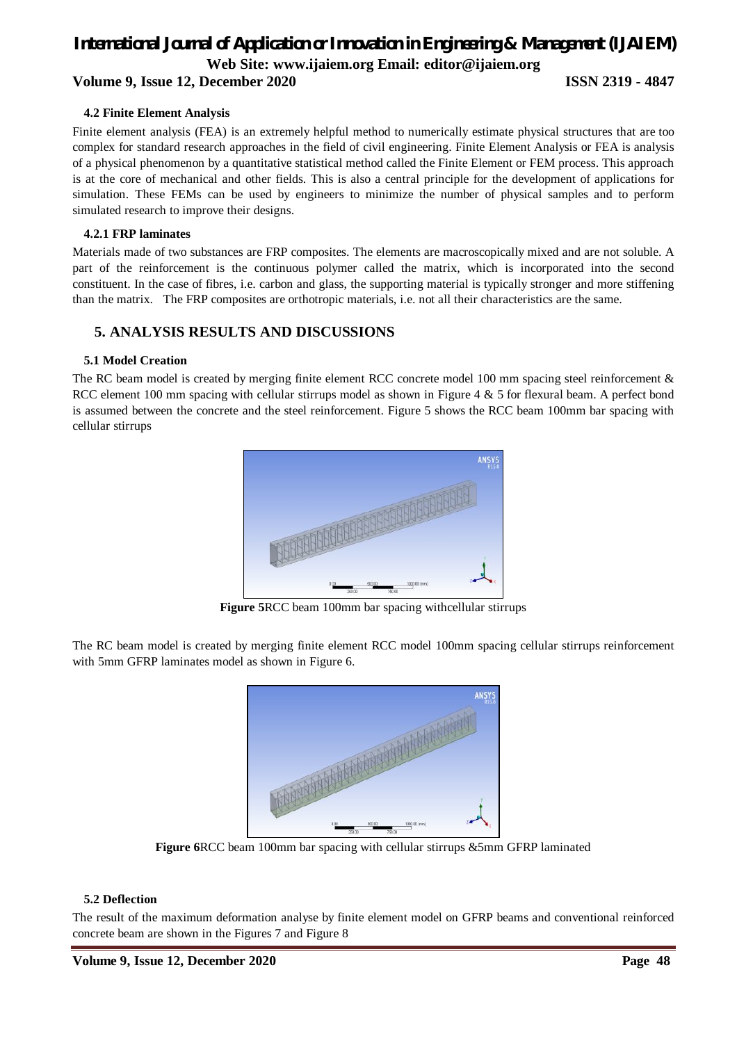#### 4.2 Finite Element Analysis

Finite element analysis (FEA) is an extremely helpful method to numerically estimate physical structures that are too complex for standard research approaches in the field of civil engineering. Finite Element Analysis or FEA is analysis of a physical phenomenon by a quantitative statistical method called the Finite Element or FEM process. This approach is at the core of mechanical and other fields. This is also a central principle for the development of applications for simulation. These FEMs can be used by engineers to minimize the number of physical samples and to perform simulated research to improve their designs.

#### 4.2.1 FRP laminates

Materials made of two substances are FRP composites. The elements are macroscopically mixed and are not soluble. A part of the reinforcement is the continuous polymer called the matrix, which is incorporated into the second constituent. In the case of fibres, i.e. carbon and glass, the supporting material is typically stronger and more stiffening than the matrix. The FRP composites are orthotropic materials, i.e. not all their characteristics are the same.

## 5. ANALYSIS RESULTS AND DISCUSSIONS

### 5.1 Model Creation

The RC beam model is created by merging finite element RCC concrete model 100 mm spacing steel reinforcement & RCC element 100 mm spacing with cellular stirrups model as shown in Figure 4 & 5 for flexural beam. A perfect bond is assumed between the concrete and the steel reinforcement. Figure 5 shows the RCC beam 100mm bar spacing with cellular stirrups

**Figure 5**RCC beam 100mm bar spacing withcellular stirrups

The RC beam model is created by merging finite element RCC model 100mm spacing cellular stirrups reinforcement with 5mm GFRP laminates model as shown in Figure 6.

**Figure 6**RCC beam 100mm bar spacing with cellular stirrups &5mm GFRP laminated

### 5.2 Deflection

The result of the maximum deformation analyse by finite element model on GFRP beams and conventional reinforced concrete beam are shown in the Figures 7 and Figure 8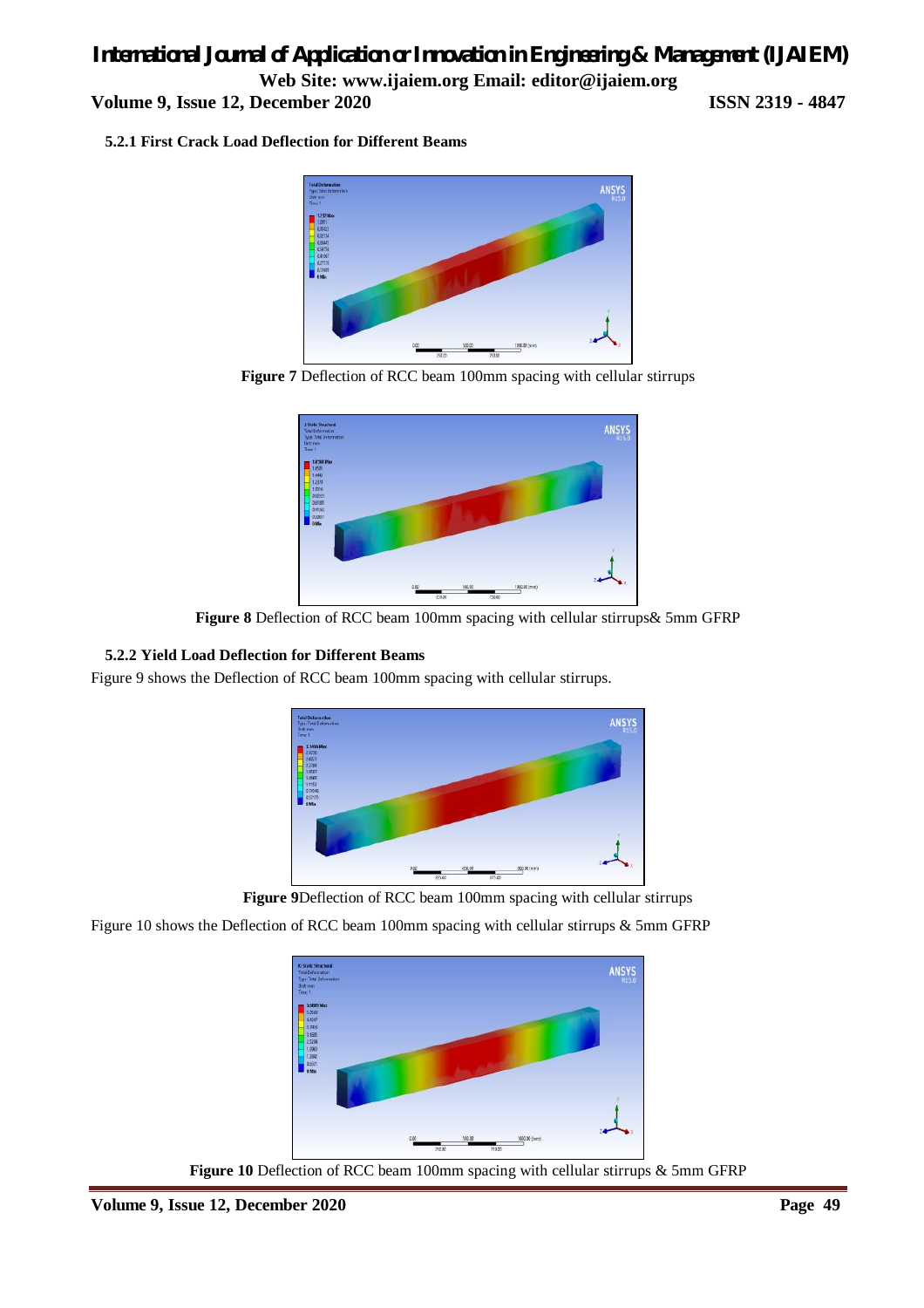### 5.2.1 First Crack Load Deflection for Different Beams

**Figure 7** Deflection of RCC beam 100mm spacing with cellular stirrups

**Figure 8** Deflection of RCC beam 100mm spacing with cellular stirrups& 5mm GFRP

### 5.2.2 Yield Load Deflection for Different Beams

Figure 9 shows the Deflection of RCC beam 100mm spacing with cellular stirrups.

**Figure 9**Deflection of RCC beam 100mm spacing with cellular stirrups

Figure 10 shows the Deflection of RCC beam 100mm spacing with cellular stirrups & 5mm GFRP

**Figure 10** Deflection of RCC beam 100mm spacing with cellular stirrups & 5mm GFRP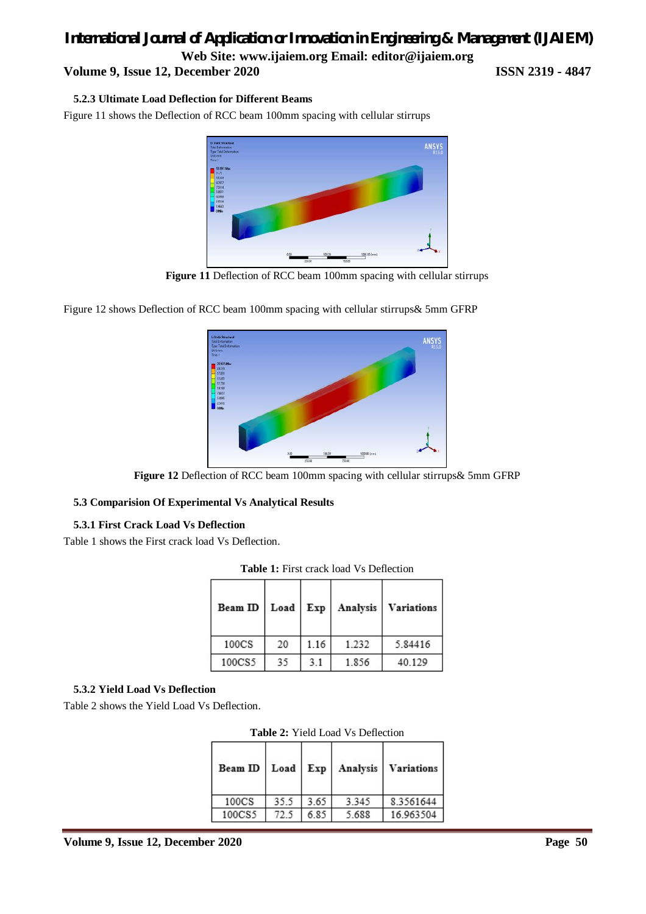### 5.2.3 Ultimate Load Deflection for Different Beams

Figure 11 shows the Deflection of RCC beam 100mm spacing with cellular stirrups

**Figure 11** Deflection of RCC beam 100mm spacing with cellular stirrups

Figure 12 shows Deflection of RCC beam 100mm spacing with cellular stirrups& 5mm GFRP

**Figure 12** Deflection of RCC beam 100mm spacing with cellular stirrups& 5mm GFRP

## 5.3 Comparision Of Experimental Vs Analytical Results

### 5.3.1 First Crack Load Vs Deflection

Table 1 shows the First crack load Vs Deflection.

**Table 1:** First crack load Vs Deflection

| Beam ID | Load | Exp | Analysis | Variations |
|---|---|---|---|---|
| 100CS | 20 | 1.16 | 1.232 | 5.84416 |
| 100CS5 | 35 | 3.1 | 1.856 | 40.129 |

### 5.3.2 Yield Load Vs Deflection

Table 2 shows the Yield Load Vs Deflection.

**Table 2:** Yield Load Vs Deflection

| Beam ID | Load | Exp | Analysis | Variations |
|---|---|---|---|---|
| 100CS | 35.5 | 3.65 | 3.345 | 8.3561644 |
| 100CS5 | 72.5 | 6.85 | 5.688 | 16.963504 |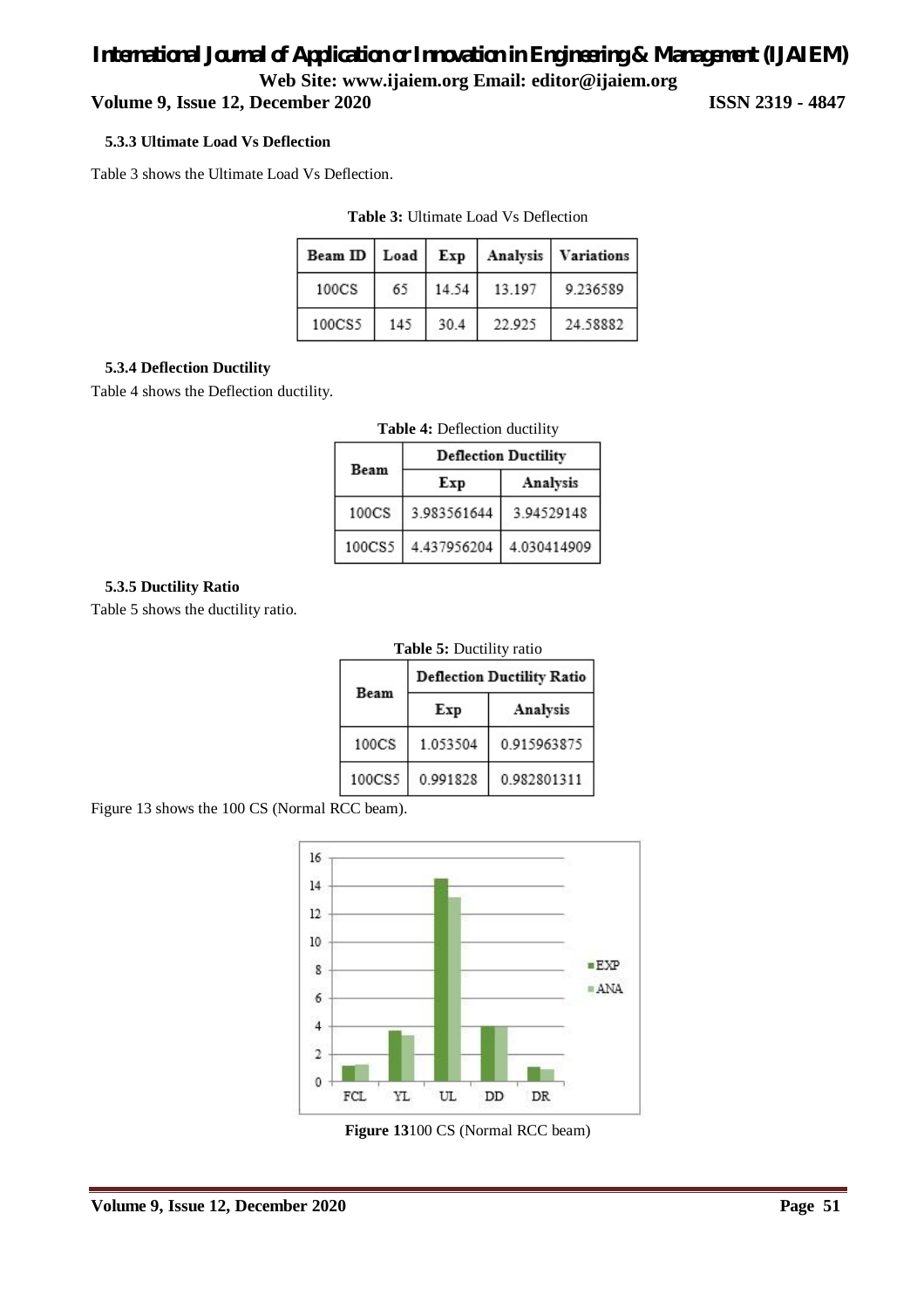### 5.3.3 Ultimate Load Vs Deflection

Table 3 shows the Ultimate Load Vs Deflection.

**Table 3:** Ultimate Load Vs Deflection

| Beam ID | Load | Exp | Analysis | Variations |
|---|---|---|---|---|
| 100CS | 65 | 14.54 | 13.197 | 9.236589 |
| 100CS5 | 145 | 30.4 | 22.925 | 24.58882 |

### 5.3.4 Deflection Ductility

Table 4 shows the Deflection ductility.

**Table 4:** Deflection ductility

| Beam | Deflection Ductility | |
|---|---|---|
| | Exp | Analysis |
| 100CS | 3.983561644 | 3.94529148 |
| 100CS5 | 4.437956204 | 4.030414909 |

### 5.3.5 Ductility Ratio

Table 5 shows the ductility ratio.

**Table 5:** Ductility ratio

| Beam | Deflection Ductility Ratio | |
|---|---|---|
| | Exp | Analysis |
| 100CS | 1.053504 | 0.915963875 |
| 100CS5 | 0.991828 | 0.982801311 |

Figure 13 shows the 100 CS (Normal RCC beam).

**Figure 13**100 CS (Normal RCC beam)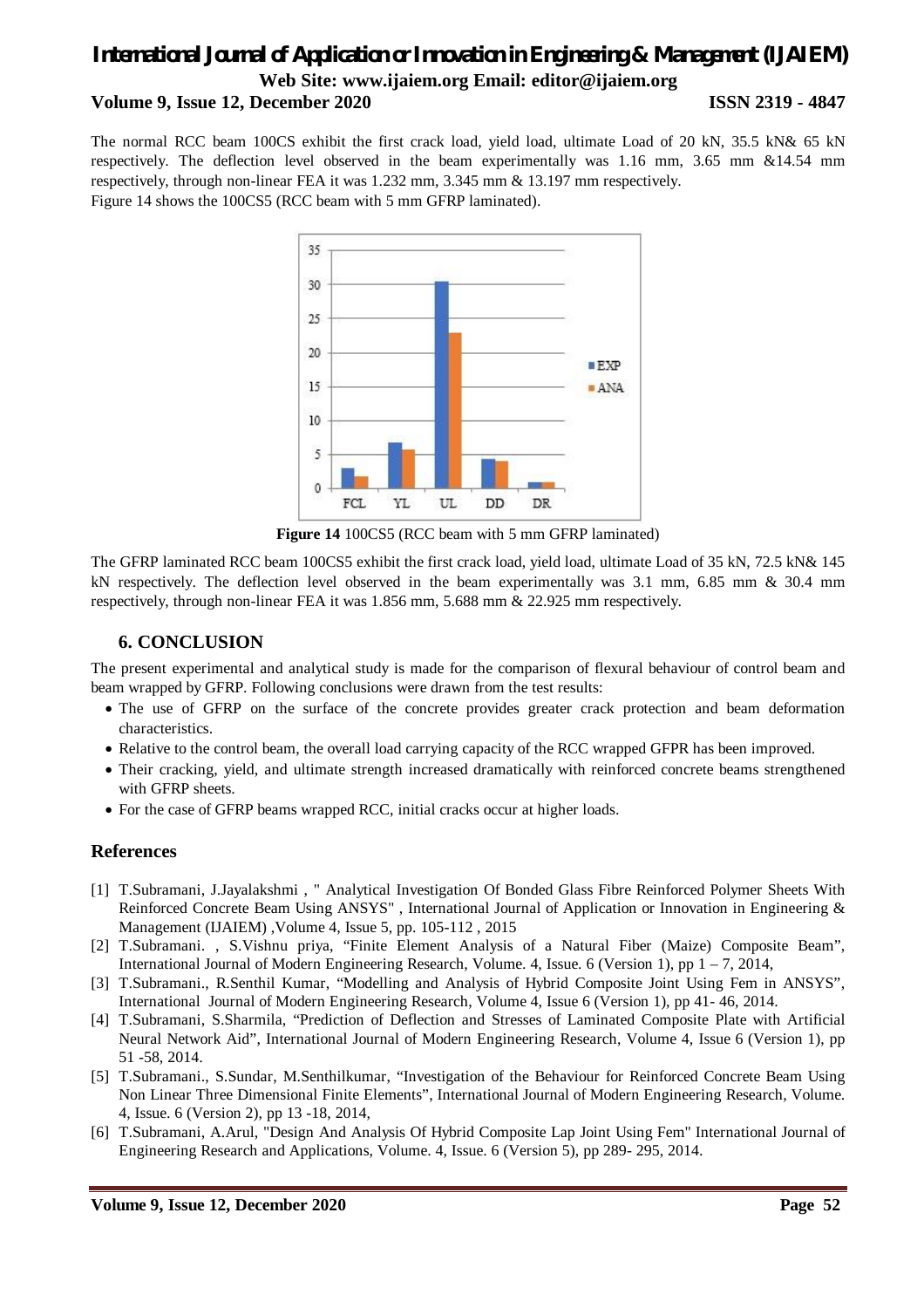The normal RCC beam 100CS exhibit the first crack load, yield load, ultimate Load of 20 kN, 35.5 kN& 65 kN respectively. The deflection level observed in the beam experimentally was 1.16 mm, 3.65 mm &14.54 mm respectively, through non-linear FEA it was 1.232 mm, 3.345 mm & 13.197 mm respectively.

Figure 14 shows the 100CS5 (RCC beam with 5 mm GFRP laminated).

**Figure 14** 100CS5 (RCC beam with 5 mm GFRP laminated)

The GFRP laminated RCC beam 100CS5 exhibit the first crack load, yield load, ultimate Load of 35 kN, 72.5 kN& 145 kN respectively. The deflection level observed in the beam experimentally was 3.1 mm, 6.85 mm & 30.4 mm respectively, through non-linear FEA it was 1.856 mm, 5.688 mm & 22.925 mm respectively.

## 6. CONCLUSION

The present experimental and analytical study is made for the comparison of flexural behaviour of control beam and beam wrapped by GFRP. Following conclusions were drawn from the test results:

- The use of GFRP on the surface of the concrete provides greater crack protection and beam deformation characteristics.
- Relative to the control beam, the overall load carrying capacity of the RCC wrapped GFPR has been improved.
- Their cracking, yield, and ultimate strength increased dramatically with reinforced concrete beams strengthened with GFRP sheets.
- For the case of GFRP beams wrapped RCC, initial cracks occur at higher loads.

## References

[1] T.Subramani, J.Jayalakshmi , " Analytical Investigation Of Bonded Glass Fibre Reinforced Polymer Sheets With Reinforced Concrete Beam Using ANSYS" , International Journal of Application or Innovation in Engineering & Management (IJAIEM) ,Volume 4, Issue 5, pp. 105-112 , 2015

[2] T.Subramani. , S.Vishnu priya, "Finite Element Analysis of a Natural Fiber (Maize) Composite Beam", International Journal of Modern Engineering Research, Volume. 4, Issue. 6 (Version 1), pp 1 – 7, 2014,

[3] T.Subramani., R.Senthil Kumar, "Modelling and Analysis of Hybrid Composite Joint Using Fem in ANSYS", International Journal of Modern Engineering Research, Volume 4, Issue 6 (Version 1), pp 41- 46, 2014.

[4] T.Subramani, S.Sharmila, "Prediction of Deflection and Stresses of Laminated Composite Plate with Artificial Neural Network Aid", International Journal of Modern Engineering Research, Volume 4, Issue 6 (Version 1), pp 51 -58, 2014.

[5] T.Subramani., S.Sundar, M.Senthilkumar, "Investigation of the Behaviour for Reinforced Concrete Beam Using Non Linear Three Dimensional Finite Elements", International Journal of Modern Engineering Research, Volume. 4, Issue. 6 (Version 2), pp 13 -18, 2014,

[6] T.Subramani, A.Arul, "Design And Analysis Of Hybrid Composite Lap Joint Using Fem" International Journal of Engineering Research and Applications, Volume. 4, Issue. 6 (Version 5), pp 289- 295, 2014.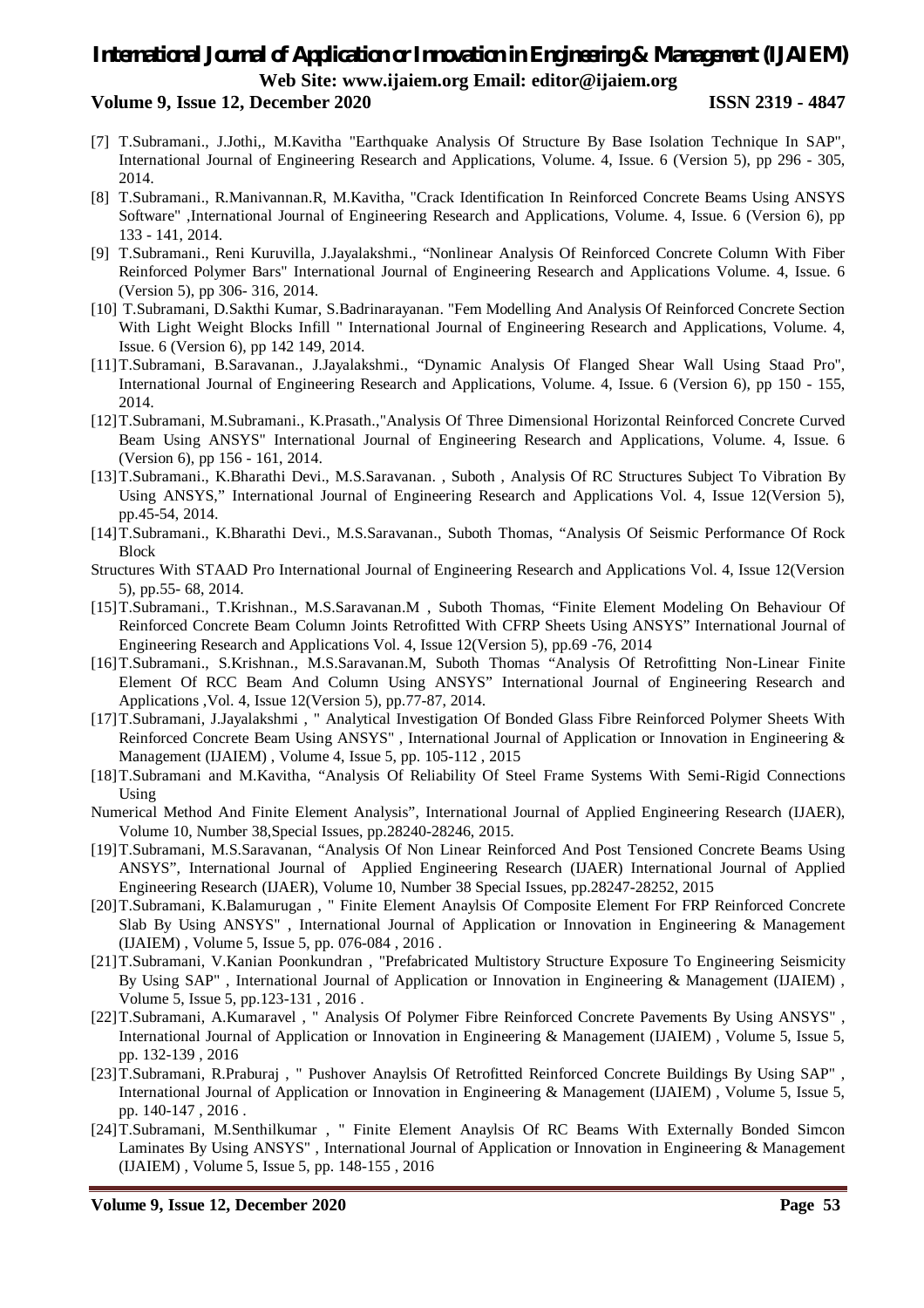[7] T.Subramani., J.Jothi,, M.Kavitha "Earthquake Analysis Of Structure By Base Isolation Technique In SAP", International Journal of Engineering Research and Applications, Volume. 4, Issue. 6 (Version 5), pp 296 - 305, 2014.

[8] T.Subramani., R.Manivannan.R, M.Kavitha, "Crack Identification In Reinforced Concrete Beams Using ANSYS Software" ,International Journal of Engineering Research and Applications, Volume. 4, Issue. 6 (Version 6), pp 133 - 141, 2014.

[9] T.Subramani., Reni Kuruvilla, J.Jayalakshmi., "Nonlinear Analysis Of Reinforced Concrete Column With Fiber Reinforced Polymer Bars" International Journal of Engineering Research and Applications Volume. 4, Issue. 6 (Version 5), pp 306- 316, 2014.

[10] T.Subramani, D.Sakthi Kumar, S.Badrinarayanan. "Fem Modelling And Analysis Of Reinforced Concrete Section With Light Weight Blocks Infill " International Journal of Engineering Research and Applications, Volume. 4, Issue. 6 (Version 6), pp 142 149, 2014.

[11] T.Subramani, B.Saravanan., J.Jayalakshmi., "Dynamic Analysis Of Flanged Shear Wall Using Staad Pro", International Journal of Engineering Research and Applications, Volume. 4, Issue. 6 (Version 6), pp 150 - 155, 2014.

[12] T.Subramani, M.Subramani., K.Prasath.,"Analysis Of Three Dimensional Horizontal Reinforced Concrete Curved Beam Using ANSYS" International Journal of Engineering Research and Applications, Volume. 4, Issue. 6 (Version 6), pp 156 - 161, 2014.

[13] T.Subramani., K.Bharathi Devi., M.S.Saravanan. , Suboth , Analysis Of RC Structures Subject To Vibration By Using ANSYS," International Journal of Engineering Research and Applications Vol. 4, Issue 12(Version 5), pp.45-54, 2014.

[14] T.Subramani., K.Bharathi Devi., M.S.Saravanan., Suboth Thomas, "Analysis Of Seismic Performance Of Rock Block

Structures With STAAD Pro International Journal of Engineering Research and Applications Vol. 4, Issue 12(Version 5), pp.55- 68, 2014.

[15] T.Subramani., T.Krishnan., M.S.Saravanan.M , Suboth Thomas, "Finite Element Modeling On Behaviour Of Reinforced Concrete Beam Column Joints Retrofitted With CFRP Sheets Using ANSYS" International Journal of Engineering Research and Applications Vol. 4, Issue 12(Version 5), pp.69 -76, 2014

[16] T.Subramani., S.Krishnan., M.S.Saravanan.M, Suboth Thomas "Analysis Of Retrofitting Non-Linear Finite Element Of RCC Beam And Column Using ANSYS" International Journal of Engineering Research and Applications ,Vol. 4, Issue 12(Version 5), pp.77-87, 2014.

[17] T.Subramani, J.Jayalakshmi , " Analytical Investigation Of Bonded Glass Fibre Reinforced Polymer Sheets With Reinforced Concrete Beam Using ANSYS" , International Journal of Application or Innovation in Engineering & Management (IJAIEM) , Volume 4, Issue 5, pp. 105-112 , 2015

[18] T.Subramani and M.Kavitha, "Analysis Of Reliability Of Steel Frame Systems With Semi-Rigid Connections Using

Numerical Method And Finite Element Analysis", International Journal of Applied Engineering Research (IJAER), Volume 10, Number 38,Special Issues, pp.28240-28246, 2015.

[19] T.Subramani, M.S.Saravanan, "Analysis Of Non Linear Reinforced And Post Tensioned Concrete Beams Using ANSYS", International Journal of Applied Engineering Research (IJAER) International Journal of Applied Engineering Research (IJAER), Volume 10, Number 38 Special Issues, pp.28247-28252, 2015

[20] T.Subramani, K.Balamurugan , " Finite Element Anaylsis Of Composite Element For FRP Reinforced Concrete Slab By Using ANSYS" , International Journal of Application or Innovation in Engineering & Management (IJAIEM) , Volume 5, Issue 5, pp. 076-084 , 2016 .

[21] T.Subramani, V.Kanian Poonkundran , "Prefabricated Multistory Structure Exposure To Engineering Seismicity By Using SAP" , International Journal of Application or Innovation in Engineering & Management (IJAIEM) , Volume 5, Issue 5, pp.123-131 , 2016 .

[22] T.Subramani, A.Kumaravel , " Analysis Of Polymer Fibre Reinforced Concrete Pavements By Using ANSYS" , International Journal of Application or Innovation in Engineering & Management (IJAIEM) , Volume 5, Issue 5, pp. 132-139 , 2016

[23] T.Subramani, R.Praburaj , " Pushover Anaylsis Of Retrofitted Reinforced Concrete Buildings By Using SAP" , International Journal of Application or Innovation in Engineering & Management (IJAIEM) , Volume 5, Issue 5, pp. 140-147 , 2016 .

[24] T.Subramani, M.Senthilkumar , " Finite Element Anaylsis Of RC Beams With Externally Bonded Simcon Laminates By Using ANSYS" , International Journal of Application or Innovation in Engineering & Management (IJAIEM) , Volume 5, Issue 5, pp. 148-155 , 2016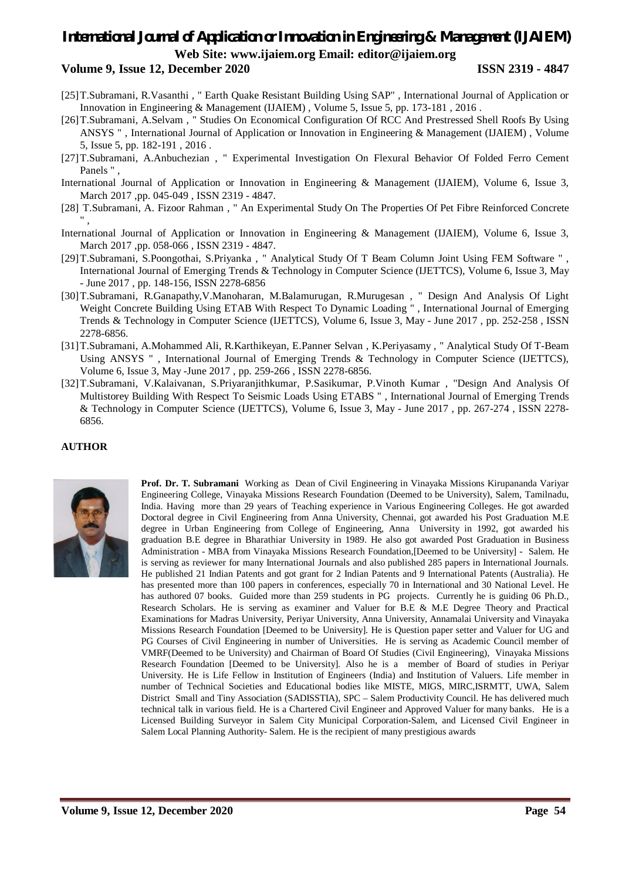[25] T.Subramani, R.Vasanthi , " Earth Quake Resistant Building Using SAP" , International Journal of Application or Innovation in Engineering & Management (IJAIEM) , Volume 5, Issue 5, pp. 173-181 , 2016 .

[26] T.Subramani, A.Selvam , " Studies On Economical Configuration Of RCC And Prestressed Shell Roofs By Using ANSYS " , International Journal of Application or Innovation in Engineering & Management (IJAIEM) , Volume 5, Issue 5, pp. 182-191 , 2016 .

[27] T.Subramani, A.Anbuchezian , " Experimental Investigation On Flexural Behavior Of Folded Ferro Cement Panels " ,
International Journal of Application or Innovation in Engineering & Management (IJAIEM), Volume 6, Issue 3, March 2017 ,pp. 045-049 , ISSN 2319 - 4847.

[28] T.Subramani, A. Fizoor Rahman , " An Experimental Study On The Properties Of Pet Fibre Reinforced Concrete " ,
International Journal of Application or Innovation in Engineering & Management (IJAIEM), Volume 6, Issue 3, March 2017 ,pp. 058-066 , ISSN 2319 - 4847.

[29] T.Subramani, S.Poongothai, S.Priyanka , " Analytical Study Of T Beam Column Joint Using FEM Software " , International Journal of Emerging Trends & Technology in Computer Science (IJETTCS), Volume 6, Issue 3, May - June 2017 , pp. 148-156, ISSN 2278-6856

[30] T.Subramani, R.Ganapathy,V.Manoharan, M.Balamurugan, R.Murugesan , " Design And Analysis Of Light Weight Concrete Building Using ETAB With Respect To Dynamic Loading " , International Journal of Emerging Trends & Technology in Computer Science (IJETTCS), Volume 6, Issue 3, May - June 2017 , pp. 252-258 , ISSN 2278-6856.

[31] T.Subramani, A.Mohammed Ali, R.Karthikeyan, E.Panner Selvan , K.Periyasamy , " Analytical Study Of T-Beam Using ANSYS " , International Journal of Emerging Trends & Technology in Computer Science (IJETTCS), Volume 6, Issue 3, May -June 2017 , pp. 259-266 , ISSN 2278-6856.

[32] T.Subramani, V.Kalaivanan, S.Priyaranjithkumar, P.Sasikumar, P.Vinoth Kumar , "Design And Analysis Of Multistorey Building With Respect To Seismic Loads Using ETABS " , International Journal of Emerging Trends & Technology in Computer Science (IJETTCS), Volume 6, Issue 3, May - June 2017 , pp. 267-274 , ISSN 2278-6856.

**AUTHOR**

**Prof. Dr. T. Subramani** Working as Dean of Civil Engineering in Vinayaka Missions Kirupananda Variyar Engineering College, Vinayaka Missions Research Foundation (Deemed to be University), Salem, Tamilnadu, India. Having more than 29 years of Teaching experience in Various Engineering Colleges. He got awarded Doctoral degree in Civil Engineering from Anna University, Chennai, got awarded his Post Graduation M.E degree in Urban Engineering from College of Engineering, Anna University in 1992, got awarded his graduation B.E degree in Bharathiar University in 1989. He also got awarded Post Graduation in Business Administration - MBA from Vinayaka Missions Research Foundation,[Deemed to be University] - Salem. He is serving as reviewer for many International Journals and also published 285 papers in International Journals. He published 21 Indian Patents and got grant for 2 Indian Patents and 9 International Patents (Australia). He has presented more than 100 papers in conferences, especially 70 in International and 30 National Level. He has authored 07 books. Guided more than 259 students in PG projects. Currently he is guiding 06 Ph.D., Research Scholars. He is serving as examiner and Valuer for B.E & M.E Degree Theory and Practical Examinations for Madras University, Periyar University, Anna University, Annamalai University and Vinayaka Missions Research Foundation [Deemed to be University]. He is Question paper setter and Valuer for UG and PG Courses of Civil Engineering in number of Universities. He is serving as Academic Council member of VMRF(Deemed to be University) and Chairman of Board Of Studies (Civil Engineering), Vinayaka Missions Research Foundation [Deemed to be University]. Also he is a member of Board of studies in Periyar University. He is Life Fellow in Institution of Engineers (India) and Institution of Valuers. Life member in number of Technical Societies and Educational bodies like MISTE, MIGS, MIRC,ISRMTT, UWA, Salem District Small and Tiny Association (SADISSTIA), SPC – Salem Productivity Council. He has delivered much technical talk in various field. He is a Chartered Civil Engineer and Approved Valuer for many banks. He is a Licensed Building Surveyor in Salem City Municipal Corporation-Salem, and Licensed Civil Engineer in Salem Local Planning Authority- Salem. He is the recipient of many prestigious awards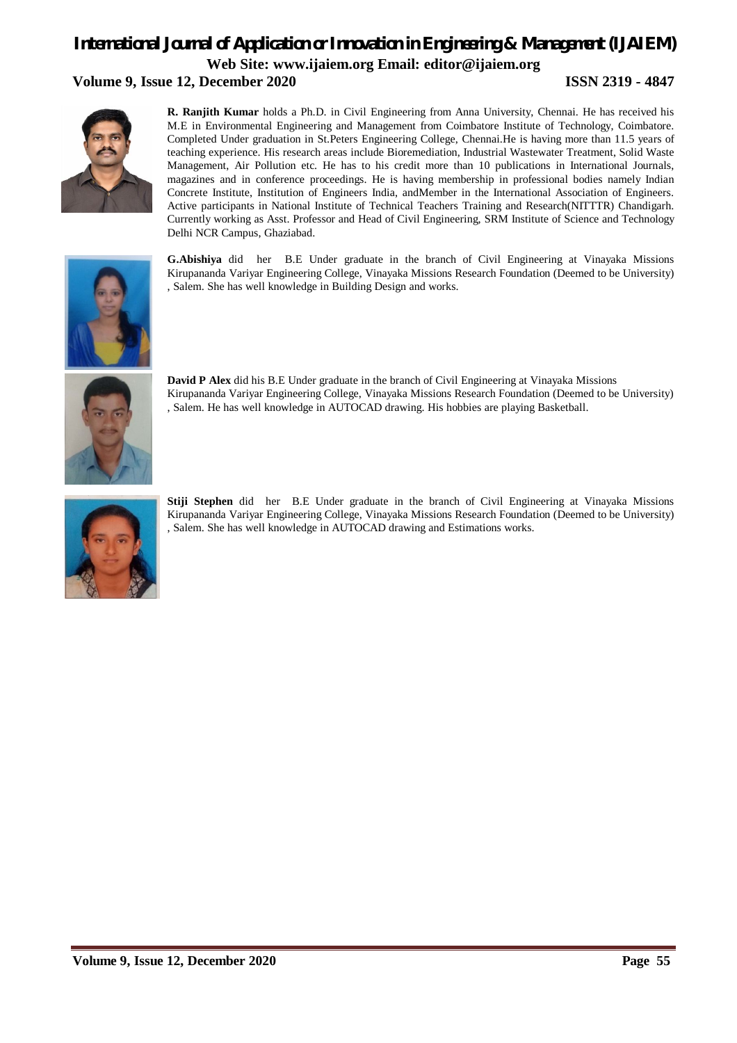**R. Ranjith Kumar** holds a Ph.D. in Civil Engineering from Anna University, Chennai. He has received his M.E in Environmental Engineering and Management from Coimbatore Institute of Technology, Coimbatore. Completed Under graduation in St.Peters Engineering College, Chennai.He is having more than 11.5 years of teaching experience. His research areas include Bioremediation, Industrial Wastewater Treatment, Solid Waste Management, Air Pollution etc. He has to his credit more than 10 publications in International Journals, magazines and in conference proceedings. He is having membership in professional bodies namely Indian Concrete Institute, Institution of Engineers India, andMember in the International Association of Engineers. Active participants in National Institute of Technical Teachers Training and Research(NITTTR) Chandigarh. Currently working as Asst. Professor and Head of Civil Engineering, SRM Institute of Science and Technology Delhi NCR Campus, Ghaziabad.

**G.Abishiya** did her B.E Under graduate in the branch of Civil Engineering at Vinayaka Missions Kirupananda Variyar Engineering College, Vinayaka Missions Research Foundation (Deemed to be University) , Salem. She has well knowledge in Building Design and works.

**David P Alex** did his B.E Under graduate in the branch of Civil Engineering at Vinayaka Missions Kirupananda Variyar Engineering College, Vinayaka Missions Research Foundation (Deemed to be University) , Salem. He has well knowledge in AUTOCAD drawing. His hobbies are playing Basketball.

**Stiji Stephen** did her B.E Under graduate in the branch of Civil Engineering at Vinayaka Missions Kirupananda Variyar Engineering College, Vinayaka Missions Research Foundation (Deemed to be University) , Salem. She has well knowledge in AUTOCAD drawing and Estimations works.